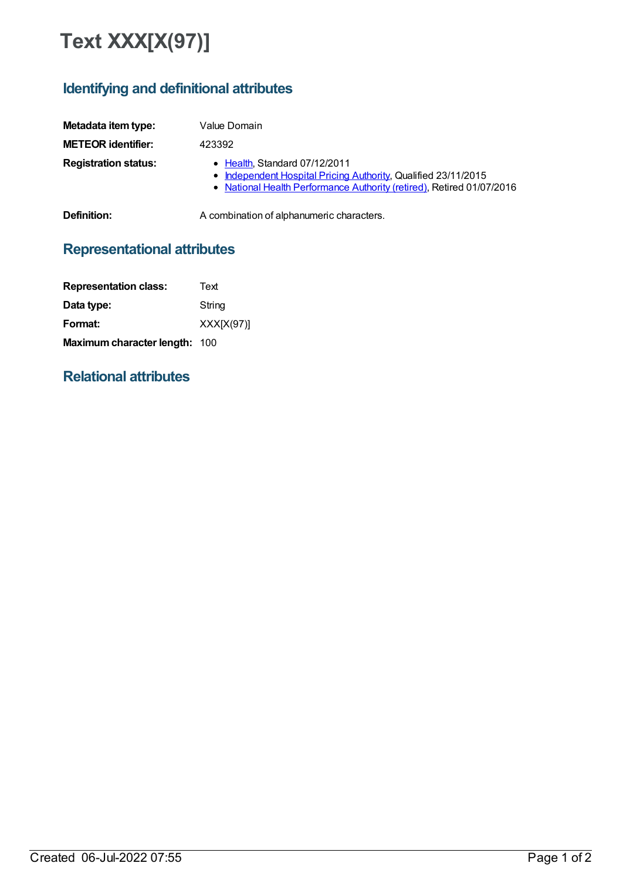# Text XXX[X(97)]

## Identifying and definitional attributes

| | |
|---|---|
| **Metadata item type:** | Value Domain |
| **METEOR identifier:** | 423392 |
| **Registration status:** | • Health, Standard 07/12/2011<br>• Independent Hospital Pricing Authority, Qualified 23/11/2015<br>• National Health Performance Authority (retired), Retired 01/07/2016 |
| **Definition:** | A combination of alphanumeric characters. |

## Representational attributes

| | |
|---|---|
| **Representation class:** | Text |
| **Data type:** | String |
| **Format:** | XXX[X(97)] |
| **Maximum character length:** | 100 |

## Relational attributes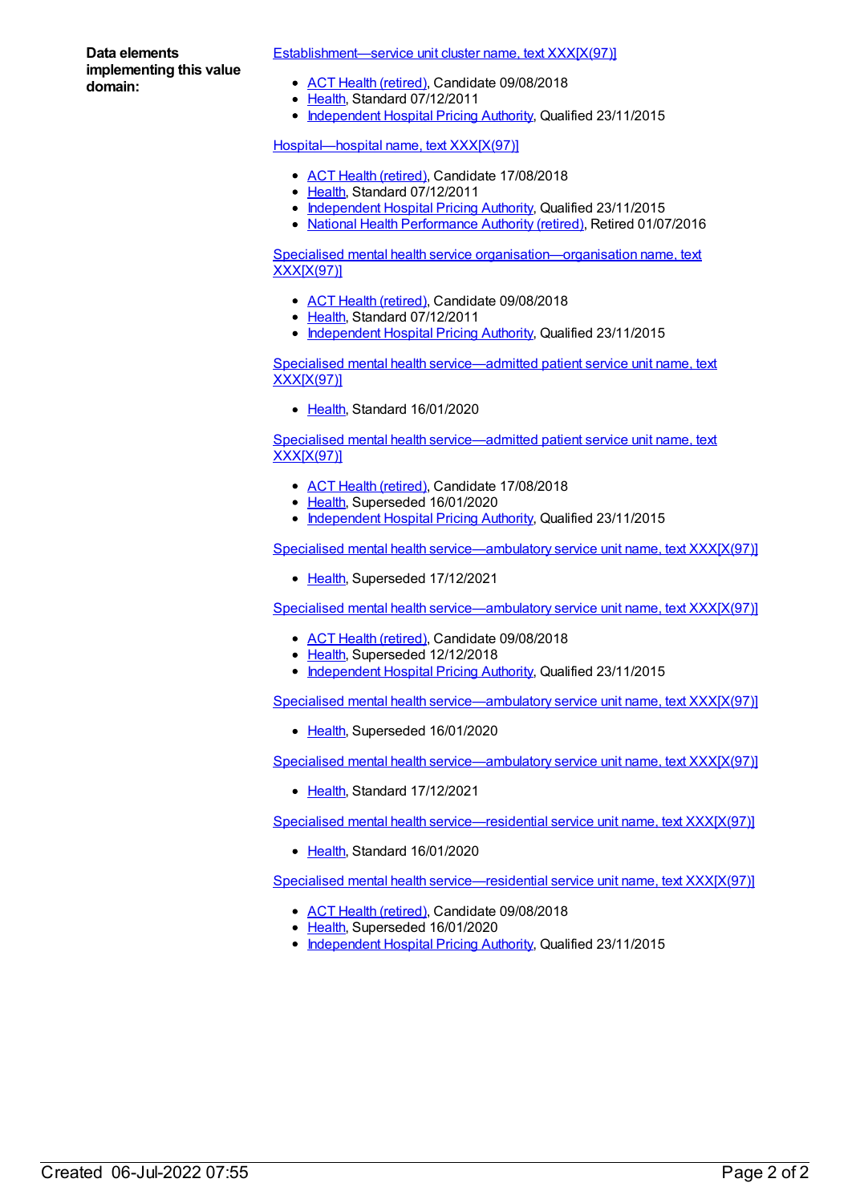**Data elements implementing this value domain:**

Establishment—service unit cluster name, text XXX[X(97)]

- ACT Health (retired), Candidate 09/08/2018
- Health, Standard 07/12/2011
- Independent Hospital Pricing Authority, Qualified 23/11/2015

Hospital—hospital name, text XXX[X(97)]

- ACT Health (retired), Candidate 17/08/2018
- Health, Standard 07/12/2011
- Independent Hospital Pricing Authority, Qualified 23/11/2015
- National Health Performance Authority (retired), Retired 01/07/2016

Specialised mental health service organisation—organisation name, text XXX[X(97)]

- ACT Health (retired), Candidate 09/08/2018
- Health, Standard 07/12/2011
- Independent Hospital Pricing Authority, Qualified 23/11/2015

Specialised mental health service—admitted patient service unit name, text XXX[X(97)]

- Health, Standard 16/01/2020

Specialised mental health service—admitted patient service unit name, text XXX[X(97)]

- ACT Health (retired), Candidate 17/08/2018
- Health, Superseded 16/01/2020
- Independent Hospital Pricing Authority, Qualified 23/11/2015

Specialised mental health service—ambulatory service unit name, text XXX[X(97)]

- Health, Superseded 17/12/2021

Specialised mental health service—ambulatory service unit name, text XXX[X(97)]

- ACT Health (retired), Candidate 09/08/2018
- Health, Superseded 12/12/2018
- Independent Hospital Pricing Authority, Qualified 23/11/2015

Specialised mental health service—ambulatory service unit name, text XXX[X(97)]

- Health, Superseded 16/01/2020

Specialised mental health service—ambulatory service unit name, text XXX[X(97)]

- Health, Standard 17/12/2021

Specialised mental health service—residential service unit name, text XXX[X(97)]

- Health, Standard 16/01/2020

Specialised mental health service—residential service unit name, text XXX[X(97)]

- ACT Health (retired), Candidate 09/08/2018
- Health, Superseded 16/01/2020
- Independent Hospital Pricing Authority, Qualified 23/11/2015